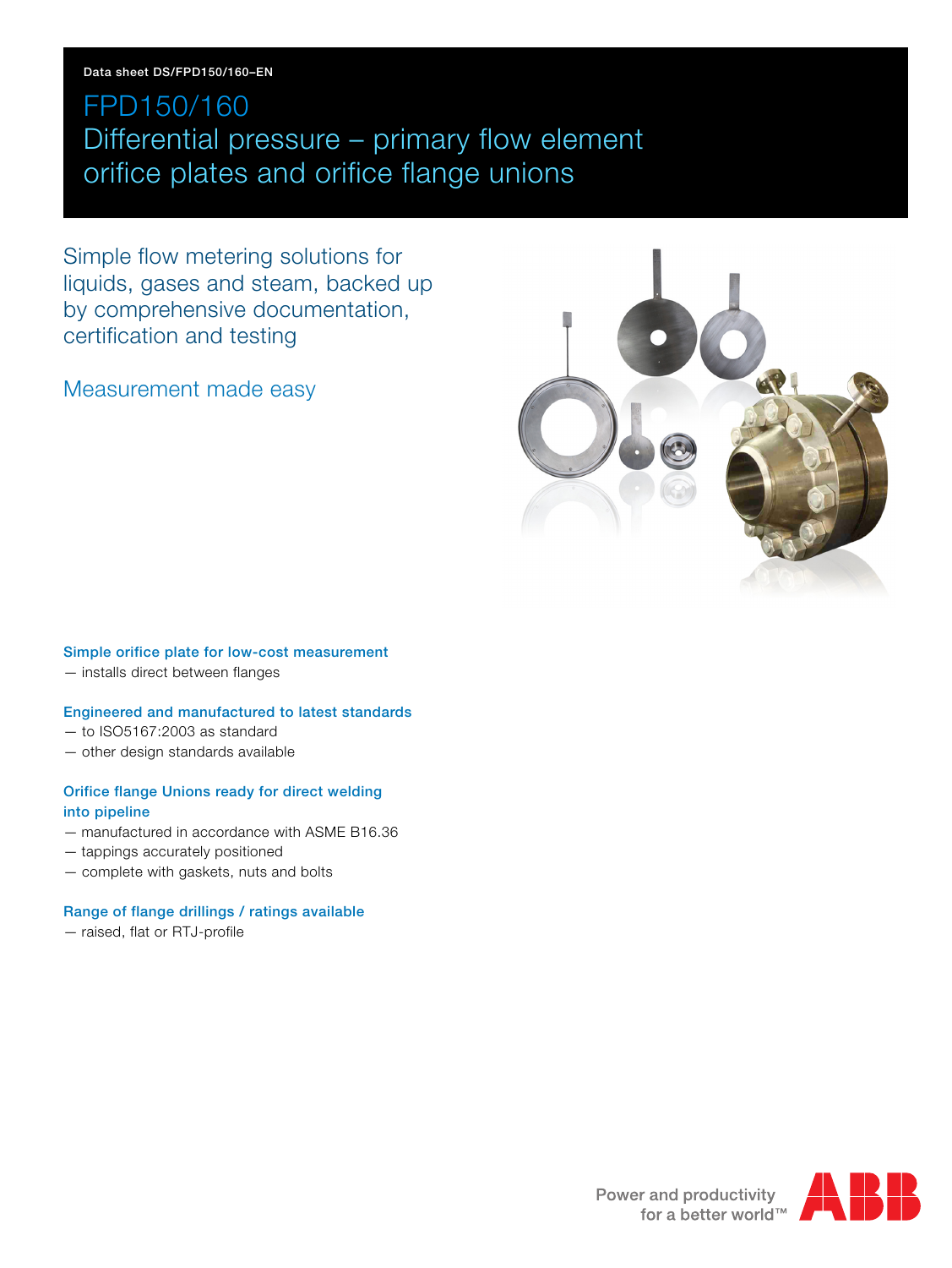Data sheet DS/FPD150/160–EN

# FPD150/160 Differential pressure – primary flow element orifice plates and orifice flange unions

## Simple flow metering solutions for liquids, gases and steam, backed up by comprehensive documentation, certification and testing

## Measurement made easy

**Simple orifice plate for low-cost measurement**
- installs direct between flanges

**Engineered and manufactured to latest standards**
- to ISO5167:2003 as standard
- other design standards available

**Orifice flange Unions ready for direct welding into pipeline**
- manufactured in accordance with ASME B16.36
- tappings accurately positioned
- complete with gaskets, nuts and bolts

**Range of flange drillings / ratings available**
- raised, flat or RTJ-profile

Power and productivity for a better world™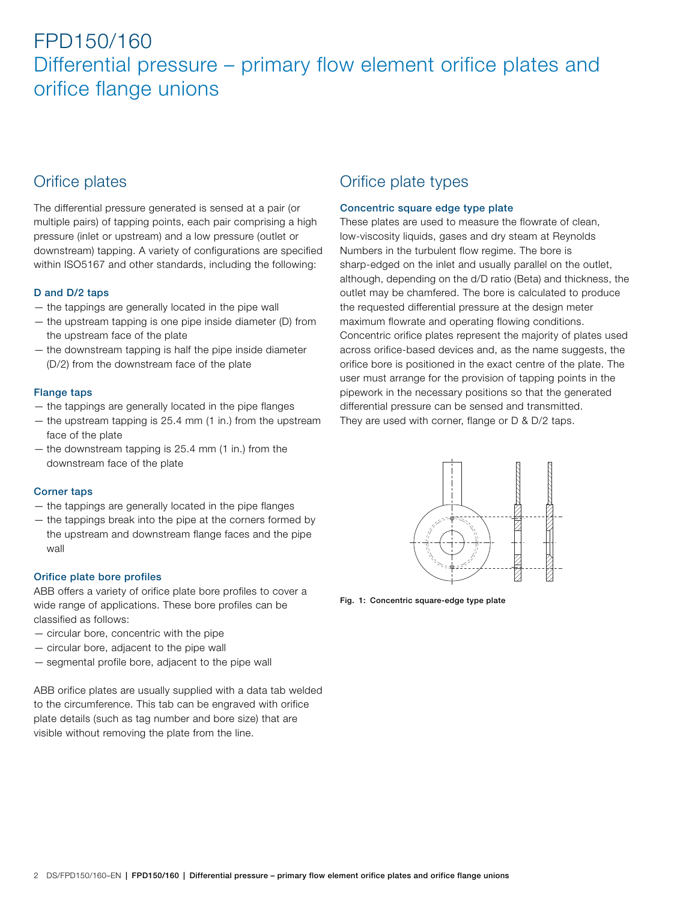# FPD150/160
## Differential pressure – primary flow element orifice plates and orifice flange unions

## Orifice plates

The differential pressure generated is sensed at a pair (or multiple pairs) of tapping points, each pair comprising a high pressure (inlet or upstream) and a low pressure (outlet or downstream) tapping. A variety of configurations are specified within ISO5167 and other standards, including the following:

### D and D/2 taps

- the tappings are generally located in the pipe wall
- the upstream tapping is one pipe inside diameter (D) from the upstream face of the plate
- the downstream tapping is half the pipe inside diameter (D/2) from the downstream face of the plate

### Flange taps

- the tappings are generally located in the pipe flanges
- the upstream tapping is 25.4 mm (1 in.) from the upstream face of the plate
- the downstream tapping is 25.4 mm (1 in.) from the downstream face of the plate

### Corner taps

- the tappings are generally located in the pipe flanges
- the tappings break into the pipe at the corners formed by the upstream and downstream flange faces and the pipe wall

### Orifice plate bore profiles

ABB offers a variety of orifice plate bore profiles to cover a wide range of applications. These bore profiles can be classified as follows:

- circular bore, concentric with the pipe
- circular bore, adjacent to the pipe wall
- segmental profile bore, adjacent to the pipe wall

ABB orifice plates are usually supplied with a data tab welded to the circumference. This tab can be engraved with orifice plate details (such as tag number and bore size) that are visible without removing the plate from the line.

## Orifice plate types

### Concentric square edge type plate

These plates are used to measure the flowrate of clean, low-viscosity liquids, gases and dry steam at Reynolds Numbers in the turbulent flow regime. The bore is sharp-edged on the inlet and usually parallel on the outlet, although, depending on the d/D ratio (Beta) and thickness, the outlet may be chamfered. The bore is calculated to produce the requested differential pressure at the design meter maximum flowrate and operating flowing conditions. Concentric orifice plates represent the majority of plates used across orifice-based devices and, as the name suggests, the orifice bore is positioned in the exact centre of the plate. The user must arrange for the provision of tapping points in the pipework in the necessary positions so that the generated differential pressure can be sensed and transmitted. They are used with corner, flange or D & D/2 taps.

**Fig. 1: Concentric square-edge type plate**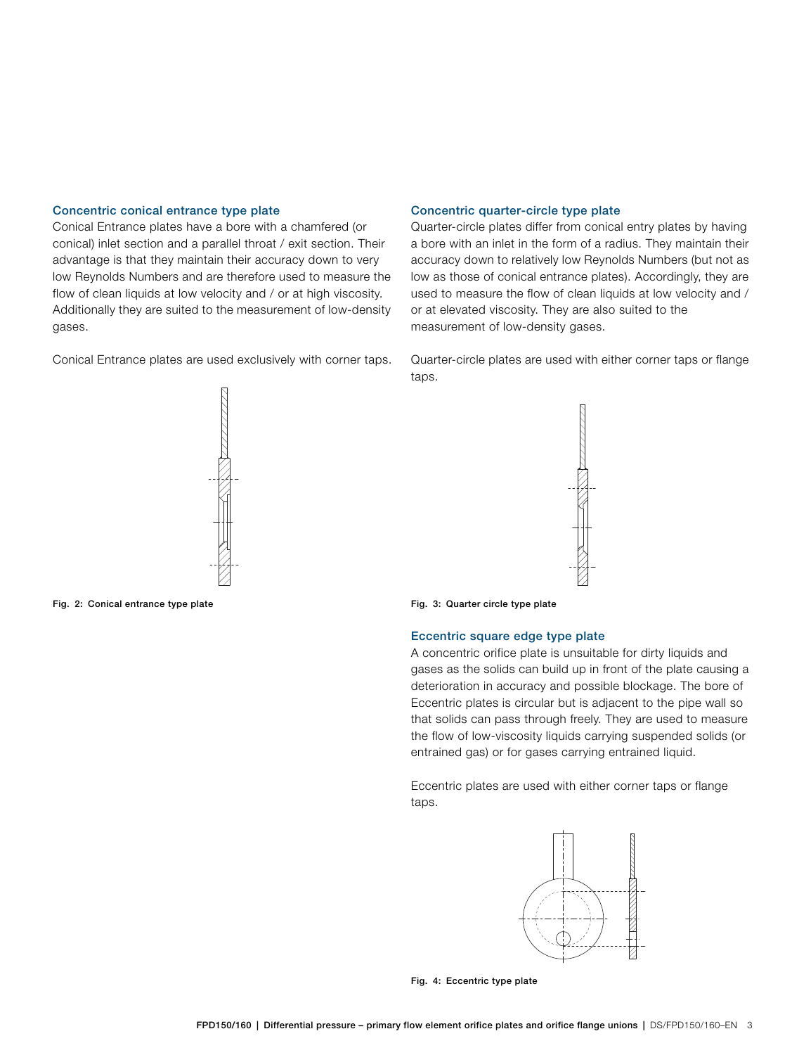### Concentric conical entrance type plate

Conical Entrance plates have a bore with a chamfered (or conical) inlet section and a parallel throat / exit section. Their advantage is that they maintain their accuracy down to very low Reynolds Numbers and are therefore used to measure the flow of clean liquids at low velocity and / or at high viscosity. Additionally they are suited to the measurement of low-density gases.

Conical Entrance plates are used exclusively with corner taps.

Fig. 2: Conical entrance type plate

### Concentric quarter-circle type plate

Quarter-circle plates differ from conical entry plates by having a bore with an inlet in the form of a radius. They maintain their accuracy down to relatively low Reynolds Numbers (but not as low as those of conical entrance plates). Accordingly, they are used to measure the flow of clean liquids at low velocity and / or at elevated viscosity. They are also suited to the measurement of low-density gases.

Quarter-circle plates are used with either corner taps or flange taps.

Fig. 3: Quarter circle type plate

### Eccentric square edge type plate

A concentric orifice plate is unsuitable for dirty liquids and gases as the solids can build up in front of the plate causing a deterioration in accuracy and possible blockage. The bore of Eccentric plates is circular but is adjacent to the pipe wall so that solids can pass through freely. They are used to measure the flow of low-viscosity liquids carrying suspended solids (or entrained gas) or for gases carrying entrained liquid.

Eccentric plates are used with either corner taps or flange taps.

Fig. 4: Eccentric type plate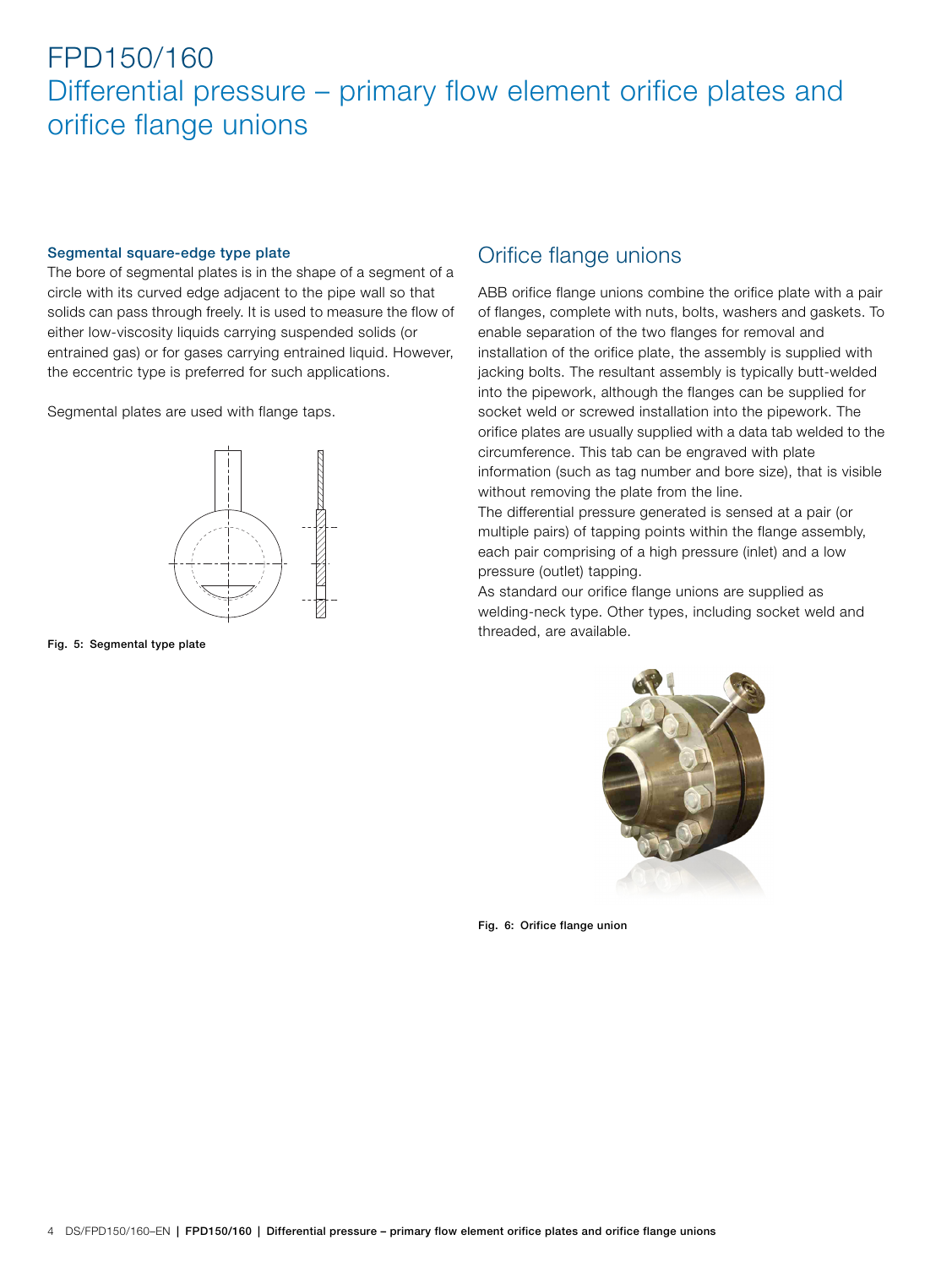# FPD150/160
## Differential pressure – primary flow element orifice plates and orifice flange unions

### Segmental square-edge type plate

The bore of segmental plates is in the shape of a segment of a circle with its curved edge adjacent to the pipe wall so that solids can pass through freely. It is used to measure the flow of either low-viscosity liquids carrying suspended solids (or entrained gas) or for gases carrying entrained liquid. However, the eccentric type is preferred for such applications.

Segmental plates are used with flange taps.

**Fig. 5: Segmental type plate**

## Orifice flange unions

ABB orifice flange unions combine the orifice plate with a pair of flanges, complete with nuts, bolts, washers and gaskets. To enable separation of the two flanges for removal and installation of the orifice plate, the assembly is supplied with jacking bolts. The resultant assembly is typically butt-welded into the pipework, although the flanges can be supplied for socket weld or screwed installation into the pipework. The orifice plates are usually supplied with a data tab welded to the circumference. This tab can be engraved with plate information (such as tag number and bore size), that is visible without removing the plate from the line.
The differential pressure generated is sensed at a pair (or multiple pairs) of tapping points within the flange assembly, each pair comprising of a high pressure (inlet) and a low pressure (outlet) tapping.
As standard our orifice flange unions are supplied as welding-neck type. Other types, including socket weld and threaded, are available.

**Fig. 6: Orifice flange union**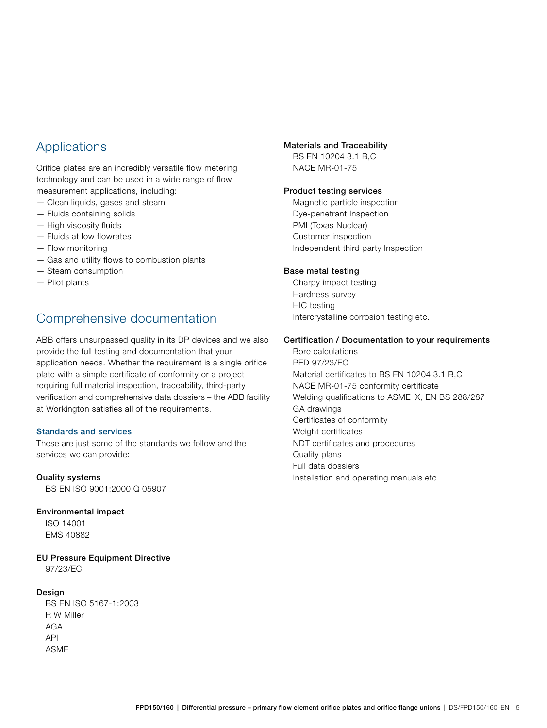## Applications

Orifice plates are an incredibly versatile flow metering technology and can be used in a wide range of flow measurement applications, including:

- Clean liquids, gases and steam
- Fluids containing solids
- High viscosity fluids
- Fluids at low flowrates
- Flow monitoring
- Gas and utility flows to combustion plants
- Steam consumption
- Pilot plants

## Comprehensive documentation

ABB offers unsurpassed quality in its DP devices and we also provide the full testing and documentation that your application needs. Whether the requirement is a single orifice plate with a simple certificate of conformity or a project requiring full material inspection, traceability, third-party verification and comprehensive data dossiers – the ABB facility at Workington satisfies all of the requirements.

### Standards and services

These are just some of the standards we follow and the services we can provide:

**Quality systems**

BS EN ISO 9001:2000 Q 05907

**Environmental impact**

ISO 14001
EMS 40882

**EU Pressure Equipment Directive**

97/23/EC

**Design**

BS EN ISO 5167-1:2003
R W Miller
AGA
API
ASME

**Materials and Traceability**

BS EN 10204 3.1 B,C
NACE MR-01-75

**Product testing services**

Magnetic particle inspection
Dye-penetrant Inspection
PMI (Texas Nuclear)
Customer inspection
Independent third party Inspection

**Base metal testing**

Charpy impact testing
Hardness survey
HIC testing
Intercrystalline corrosion testing etc.

**Certification / Documentation to your requirements**

Bore calculations
PED 97/23/EC
Material certificates to BS EN 10204 3.1 B,C
NACE MR-01-75 conformity certificate
Welding qualifications to ASME IX, EN BS 288/287
GA drawings
Certificates of conformity
Weight certificates
NDT certificates and procedures
Quality plans
Full data dossiers
Installation and operating manuals etc.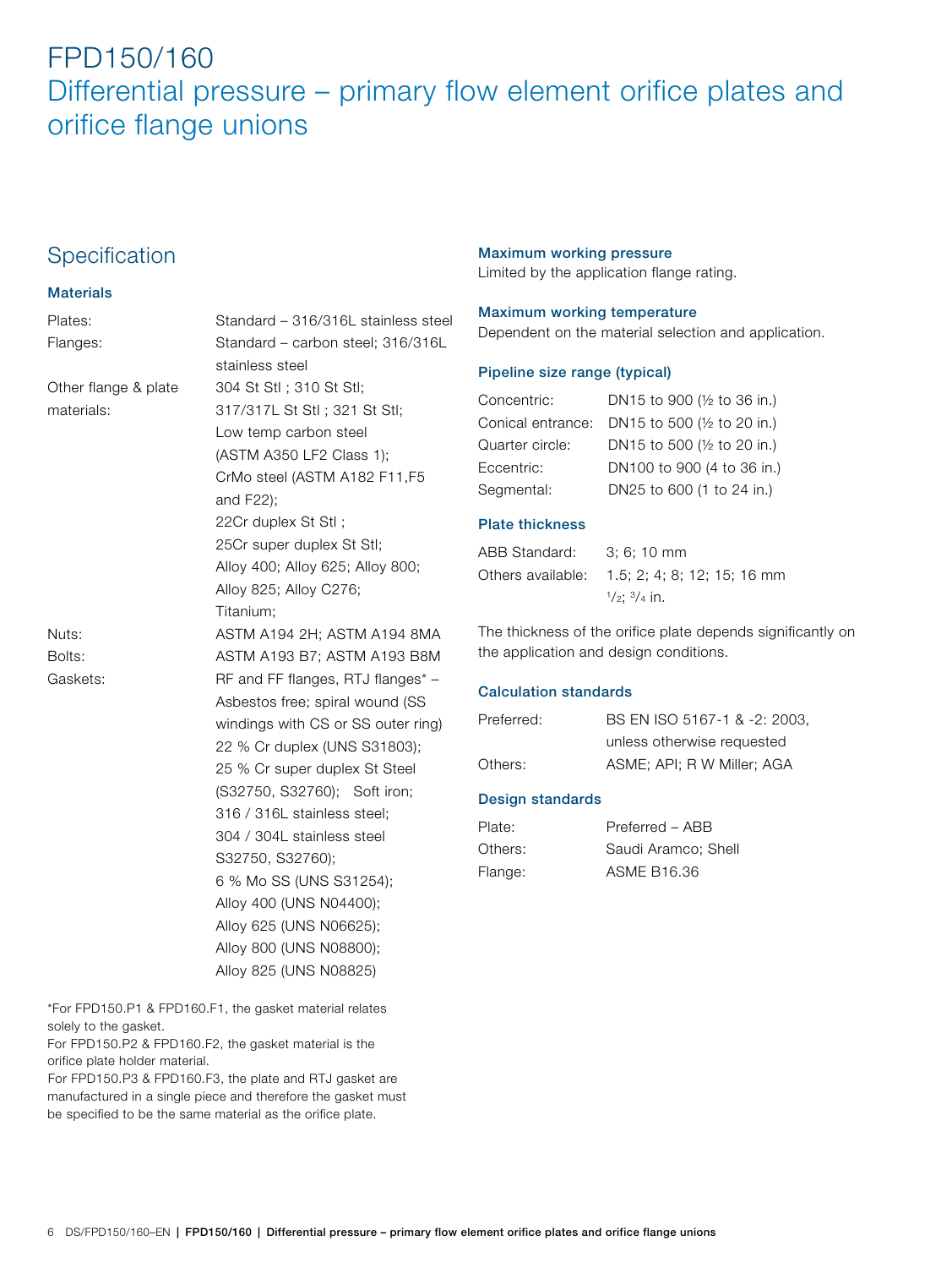# FPD150/160
## Differential pressure – primary flow element orifice plates and orifice flange unions

## Specification

### Materials

| | |
|---|---|
| Plates: | Standard – 316/316L stainless steel |
| Flanges: | Standard – carbon steel; 316/316L stainless steel |
| Other flange & plate materials: | 304 St Stl ; 310 St Stl; 317/317L St Stl ; 321 St Stl; Low temp carbon steel (ASTM A350 LF2 Class 1); CrMo steel (ASTM A182 F11,F5 and F22); 22Cr duplex St Stl ; 25Cr super duplex St Stl; Alloy 400; Alloy 625; Alloy 800; Alloy 825; Alloy C276; Titanium; |
| Nuts: | ASTM A194 2H; ASTM A194 8MA |
| Bolts: | ASTM A193 B7; ASTM A193 B8M |
| Gaskets: | RF and FF flanges, RTJ flanges* – Asbestos free; spiral wound (SS windings with CS or SS outer ring) 22 % Cr duplex (UNS S31803); 25 % Cr super duplex St Steel (S32750, S32760); Soft iron; 316 / 316L stainless steel; 304 / 304L stainless steel S32750, S32760); 6 % Mo SS (UNS S31254); Alloy 400 (UNS N04400); Alloy 625 (UNS N06625); Alloy 800 (UNS N08800); Alloy 825 (UNS N08825) |

*For FPD150.P1 & FPD160.F1, the gasket material relates solely to the gasket.
For FPD150.P2 & FPD160.F2, the gasket material is the orifice plate holder material.
For FPD150.P3 & FPD160.F3, the plate and RTJ gasket are manufactured in a single piece and therefore the gasket must be specified to be the same material as the orifice plate.

### Maximum working pressure

Limited by the application flange rating.

### Maximum working temperature

Dependent on the material selection and application.

### Pipeline size range (typical)

| | |
|---|---|
| Concentric: | DN15 to 900 (½ to 36 in.) |
| Conical entrance: | DN15 to 500 (½ to 20 in.) |
| Quarter circle: | DN15 to 500 (½ to 20 in.) |
| Eccentric: | DN100 to 900 (4 to 36 in.) |
| Segmental: | DN25 to 600 (1 to 24 in.) |

### Plate thickness

| | |
|---|---|
| ABB Standard: | 3; 6; 10 mm |
| Others available: | 1.5; 2; 4; 8; 12; 15; 16 mm ½; ¾ in. |

The thickness of the orifice plate depends significantly on the application and design conditions.

### Calculation standards

| | |
|---|---|
| Preferred: | BS EN ISO 5167-1 & -2: 2003, unless otherwise requested |
| Others: | ASME; API; R W Miller; AGA |

### Design standards

| | |
|---|---|
| Plate: | Preferred – ABB |
| Others: | Saudi Aramco; Shell |
| Flange: | ASME B16.36 |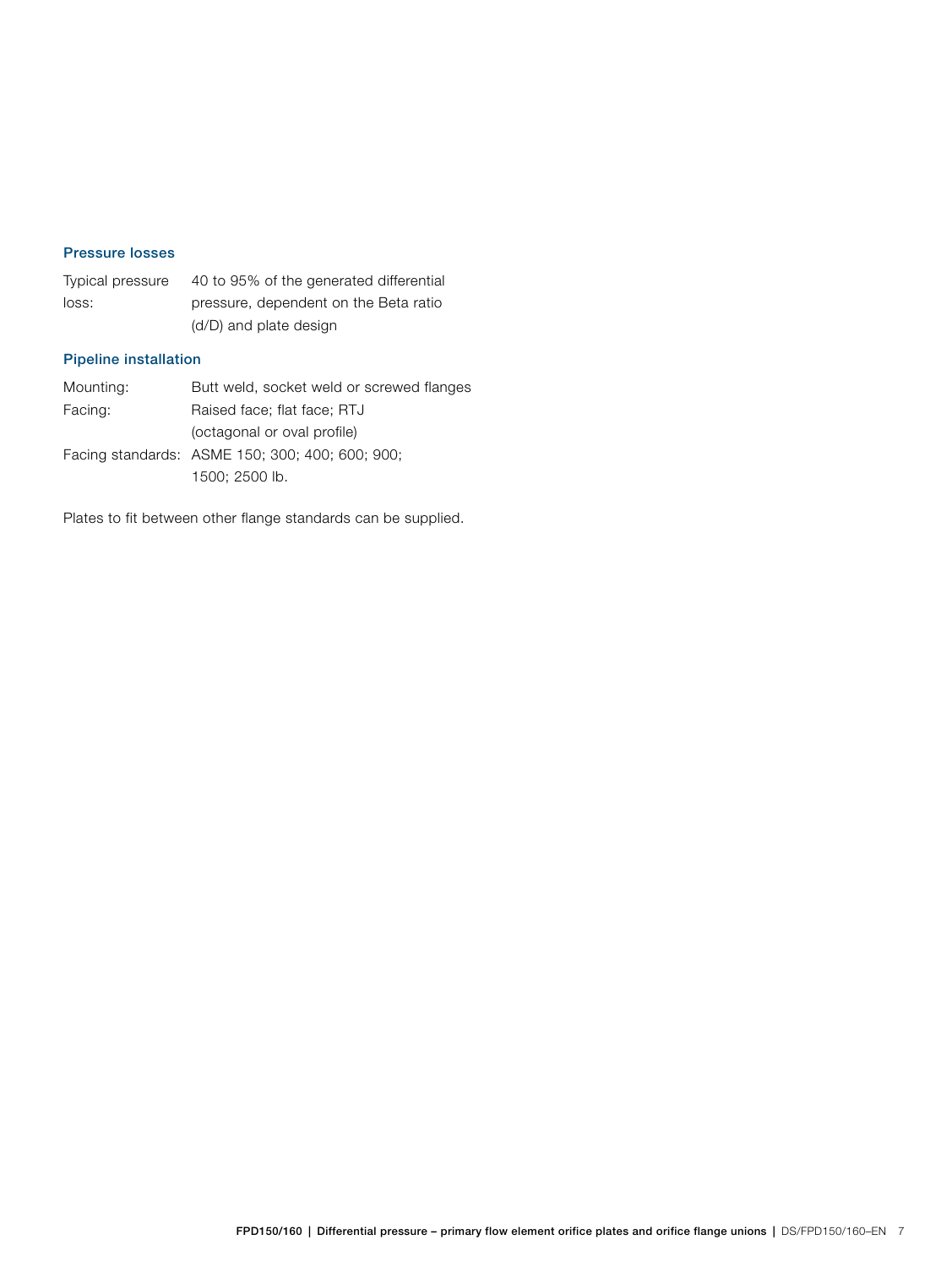### Pressure losses

| | |
|---|---|
| Typical pressure loss: | 40 to 95% of the generated differential pressure, dependent on the Beta ratio (d/D) and plate design |

### Pipeline installation

| | |
|---|---|
| Mounting: | Butt weld, socket weld or screwed flanges |
| Facing: | Raised face; flat face; RTJ (octagonal or oval profile) |
| Facing standards: | ASME 150; 300; 400; 600; 900; 1500; 2500 lb. |

Plates to fit between other flange standards can be supplied.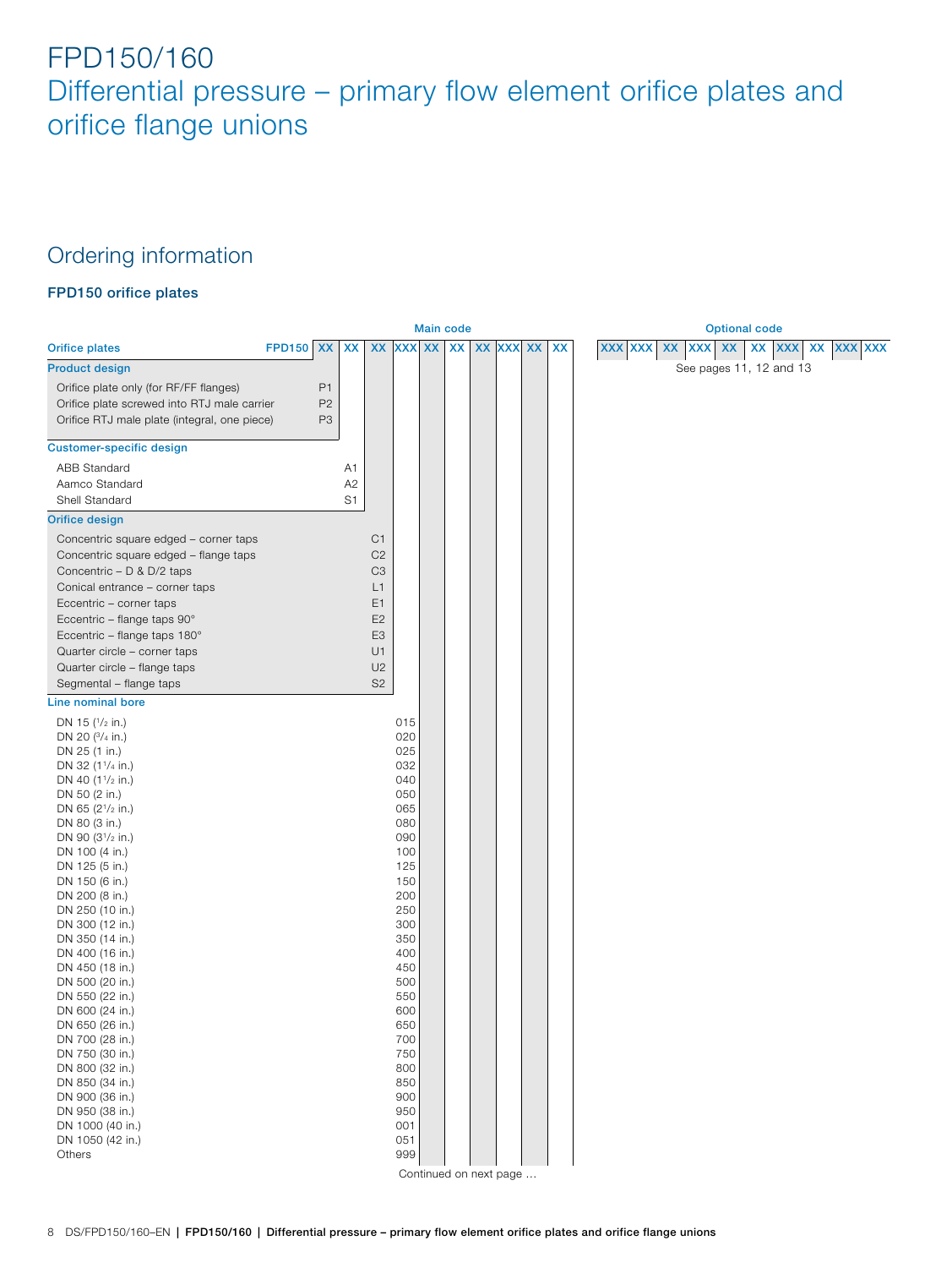# FPD150/160
## Differential pressure – primary flow element orifice plates and orifice flange unions

## Ordering information

### FPD150 orifice plates

| | | Main code | | | | | | | | | | Optional code |
|---|---|---|---|---|---|---|---|---|---|---|---|---|
| **Orifice plates** | FPD150 | XX | XX | XX | XXX | XX | XX | XX | XXX | XX | XX | XXX XXX XX XXX XX XX XXX XX XXX XXX |
| | | | | | | | | | | | | See pages 11, 12 and 13 |
| **Product design** | | | | | | | | | | | | |
| Orifice plate only (for RF/FF flanges) | | P1 | | | | | | | | | | |
| Orifice plate screwed into RTJ male carrier | | P2 | | | | | | | | | | |
| Orifice RTJ male plate (integral, one piece) | | P3 | | | | | | | | | | |
| **Customer-specific design** | | | | | | | | | | | | |
| ABB Standard | | | A1 | | | | | | | | | |
| Aamco Standard | | | A2 | | | | | | | | | |
| Shell Standard | | | S1 | | | | | | | | | |
| **Orifice design** | | | | | | | | | | | | |
| Concentric square edged – corner taps | | | | C1 | | | | | | | | |
| Concentric square edged – flange taps | | | | C2 | | | | | | | | |
| Concentric – D & D/2 taps | | | | C3 | | | | | | | | |
| Conical entrance – corner taps | | | | L1 | | | | | | | | |
| Eccentric – corner taps | | | | E1 | | | | | | | | |
| Eccentric – flange taps 90° | | | | E2 | | | | | | | | |
| Eccentric – flange taps 180° | | | | E3 | | | | | | | | |
| Quarter circle – corner taps | | | | U1 | | | | | | | | |
| Quarter circle – flange taps | | | | U2 | | | | | | | | |
| Segmental – flange taps | | | | S2 | | | | | | | | |
| **Line nominal bore** | | | | | | | | | | | | |
| DN 15 (1/2 in.) | | | | | 015 | | | | | | | |
| DN 20 (3/4 in.) | | | | | 020 | | | | | | | |
| DN 25 (1 in.) | | | | | 025 | | | | | | | |
| DN 32 (1 1/4 in.) | | | | | 032 | | | | | | | |
| DN 40 (1 1/2 in.) | | | | | 040 | | | | | | | |
| DN 50 (2 in.) | | | | | 050 | | | | | | | |
| DN 65 (2 1/2 in.) | | | | | 065 | | | | | | | |
| DN 80 (3 in.) | | | | | 080 | | | | | | | |
| DN 90 (3 1/2 in.) | | | | | 090 | | | | | | | |
| DN 100 (4 in.) | | | | | 100 | | | | | | | |
| DN 125 (5 in.) | | | | | 125 | | | | | | | |
| DN 150 (6 in.) | | | | | 150 | | | | | | | |
| DN 200 (8 in.) | | | | | 200 | | | | | | | |
| DN 250 (10 in.) | | | | | 250 | | | | | | | |
| DN 300 (12 in.) | | | | | 300 | | | | | | | |
| DN 350 (14 in.) | | | | | 350 | | | | | | | |
| DN 400 (16 in.) | | | | | 400 | | | | | | | |
| DN 450 (18 in.) | | | | | 450 | | | | | | | |
| DN 500 (20 in.) | | | | | 500 | | | | | | | |
| DN 550 (22 in.) | | | | | 550 | | | | | | | |
| DN 600 (24 in.) | | | | | 600 | | | | | | | |
| DN 650 (26 in.) | | | | | 650 | | | | | | | |
| DN 700 (28 in.) | | | | | 700 | | | | | | | |
| DN 750 (30 in.) | | | | | 750 | | | | | | | |
| DN 800 (32 in.) | | | | | 800 | | | | | | | |
| DN 850 (34 in.) | | | | | 850 | | | | | | | |
| DN 900 (36 in.) | | | | | 900 | | | | | | | |
| DN 950 (38 in.) | | | | | 950 | | | | | | | |
| DN 1000 (40 in.) | | | | | 001 | | | | | | | |
| DN 1050 (42 in.) | | | | | 051 | | | | | | | |
| Others | | | | | 999 | | | | | | | |

Continued on next page …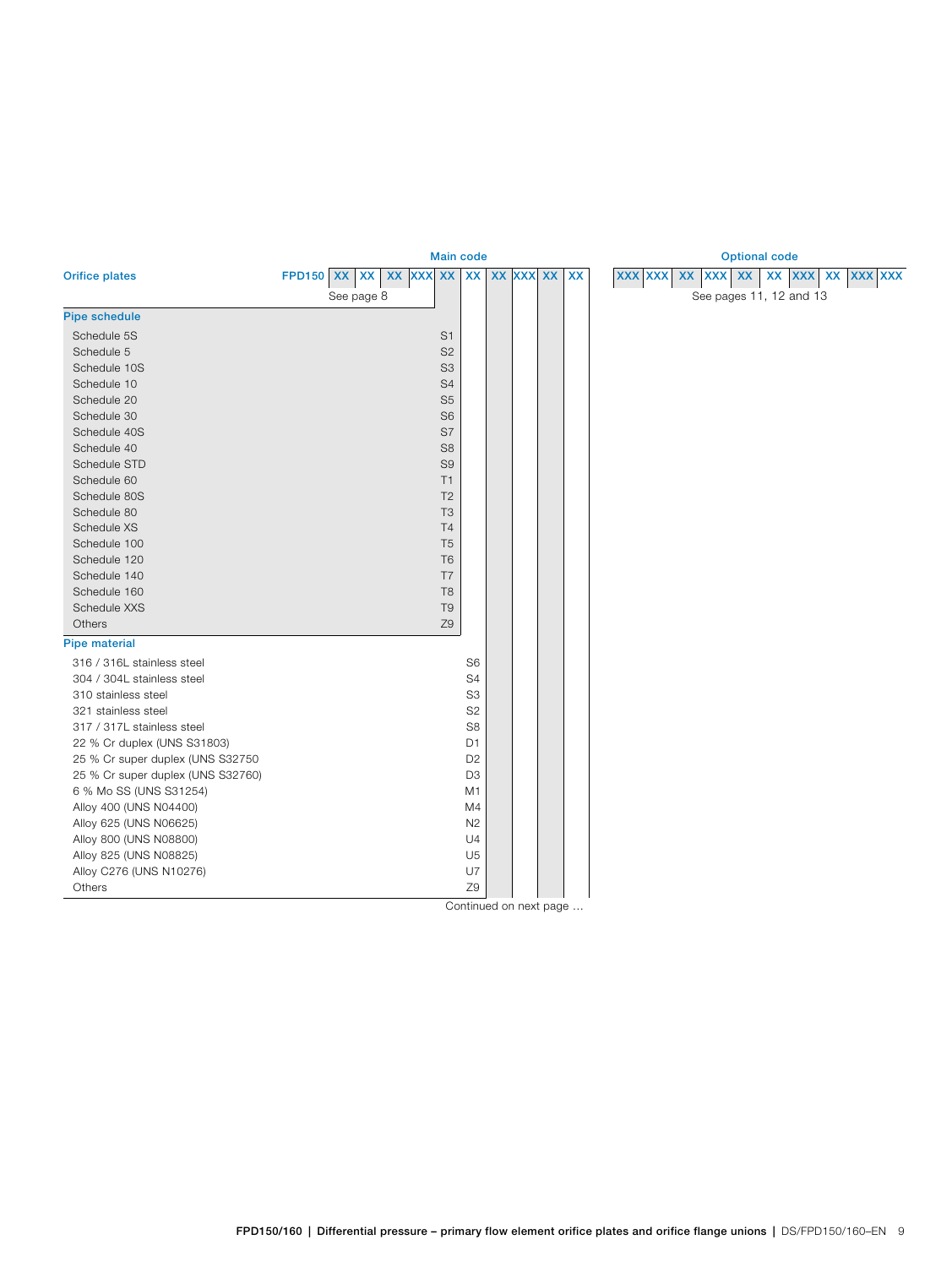| Orifice plates | | Main code | | | Optional code |
|---|---|---|---|---|---|
| FPD150 | XX XX XX XXX | XX | XX | XX XXX XX XX | XXX XXX XX XXX XX XX XXX XX XXX XXX |
| | See page 8 | | | | See pages 11, 12 and 13 |

**Pipe schedule**

| Pipe schedule | Code |
|---|---|
| Schedule 5S | S1 |
| Schedule 5 | S2 |
| Schedule 10S | S3 |
| Schedule 10 | S4 |
| Schedule 20 | S5 |
| Schedule 30 | S6 |
| Schedule 40S | S7 |
| Schedule 40 | S8 |
| Schedule STD | S9 |
| Schedule 60 | T1 |
| Schedule 80S | T2 |
| Schedule 80 | T3 |
| Schedule XS | T4 |
| Schedule 100 | T5 |
| Schedule 120 | T6 |
| Schedule 140 | T7 |
| Schedule 160 | T8 |
| Schedule XXS | T9 |
| Others | Z9 |

**Pipe material**

| Pipe material | Code |
|---|---|
| 316 / 316L stainless steel | S6 |
| 304 / 304L stainless steel | S4 |
| 310 stainless steel | S3 |
| 321 stainless steel | S2 |
| 317 / 317L stainless steel | S8 |
| 22 % Cr duplex (UNS S31803) | D1 |
| 25 % Cr super duplex (UNS S32750 | D2 |
| 25 % Cr super duplex (UNS S32760) | D3 |
| 6 % Mo SS (UNS S31254) | M1 |
| Alloy 400 (UNS N04400) | M4 |
| Alloy 625 (UNS N06625) | N2 |
| Alloy 800 (UNS N08800) | U4 |
| Alloy 825 (UNS N08825) | U5 |
| Alloy C276 (UNS N10276) | U7 |
| Others | Z9 |

Continued on next page …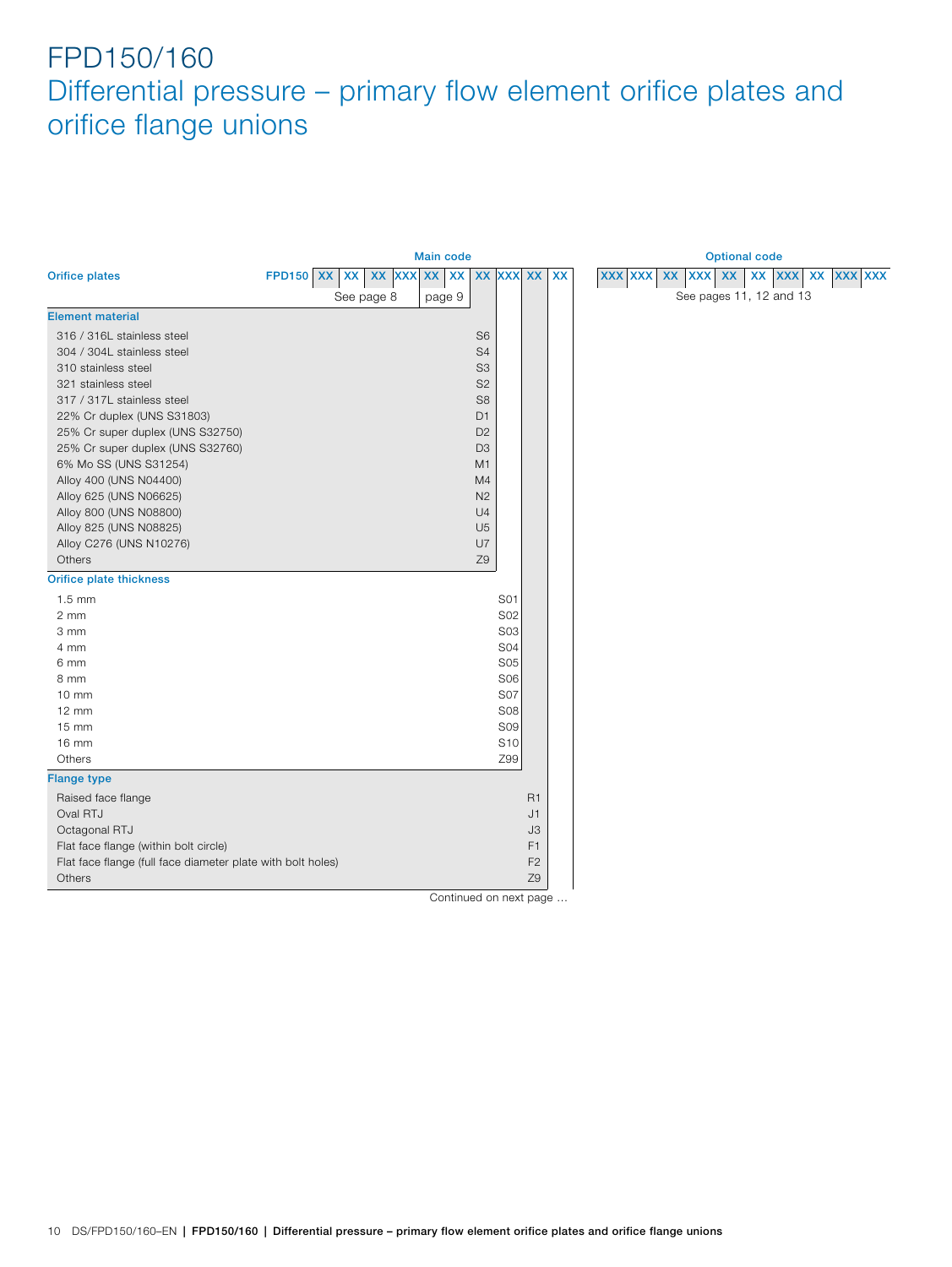# FPD150/160

## Differential pressure – primary flow element orifice plates and orifice flange unions

**Main code** / **Optional code**

| Orifice plates | FPD150 | XX | XX | XX | XXX | XX | XX | XX | XXX | XX | XX | | XXX | XXX | XX | XXX | XX | XX | XXX | XX | XXX | XXX |
|---|---|---|---|---|---|---|---|---|---|---|---|---|---|---|---|---|---|---|---|---|---|---|
| | | See page 8 | | | | page 9 | | | | | | | See pages 11, 12 and 13 | | | | | | | | | |

**Element material**

| Description | Code |
|---|---|
| 316 / 316L stainless steel | S6 |
| 304 / 304L stainless steel | S4 |
| 310 stainless steel | S3 |
| 321 stainless steel | S2 |
| 317 / 317L stainless steel | S8 |
| 22% Cr duplex (UNS S31803) | D1 |
| 25% Cr super duplex (UNS S32750) | D2 |
| 25% Cr super duplex (UNS S32760) | D3 |
| 6% Mo SS (UNS S31254) | M1 |
| Alloy 400 (UNS N04400) | M4 |
| Alloy 625 (UNS N06625) | N2 |
| Alloy 800 (UNS N08800) | U4 |
| Alloy 825 (UNS N08825) | U5 |
| Alloy C276 (UNS N10276) | U7 |
| Others | Z9 |

**Orifice plate thickness**

| Description | Code |
|---|---|
| 1.5 mm | S01 |
| 2 mm | S02 |
| 3 mm | S03 |
| 4 mm | S04 |
| 6 mm | S05 |
| 8 mm | S06 |
| 10 mm | S07 |
| 12 mm | S08 |
| 15 mm | S09 |
| 16 mm | S10 |
| Others | Z99 |

**Flange type**

| Description | Code |
|---|---|
| Raised face flange | R1 |
| Oval RTJ | J1 |
| Octagonal RTJ | J3 |
| Flat face flange (within bolt circle) | F1 |
| Flat face flange (full face diameter plate with bolt holes) | F2 |
| Others | Z9 |

Continued on next page …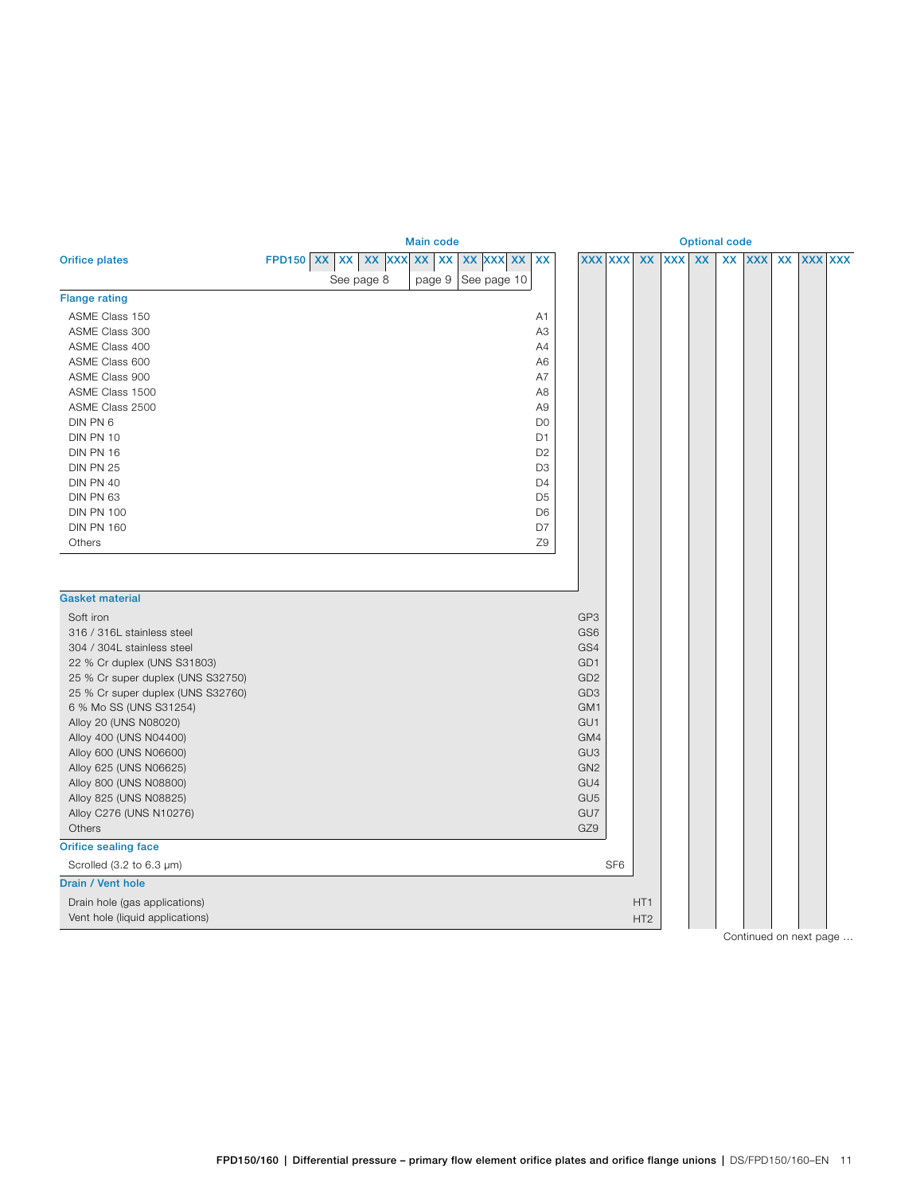| Orifice plates | Main code | Optional code |
|---|---|---|
| | FPD150 XX XX XX XXX XX XX XX XXX XX XX | XXX XXX XX XXX XX XX XXX XX XXX XXX |
| | See page 8 / page 9 / See page 10 | |

| Flange rating | Code |
|---|---|
| ASME Class 150 | A1 |
| ASME Class 300 | A3 |
| ASME Class 400 | A4 |
| ASME Class 600 | A6 |
| ASME Class 900 | A7 |
| ASME Class 1500 | A8 |
| ASME Class 2500 | A9 |
| DIN PN 6 | D0 |
| DIN PN 10 | D1 |
| DIN PN 16 | D2 |
| DIN PN 25 | D3 |
| DIN PN 40 | D4 |
| DIN PN 63 | D5 |
| DIN PN 100 | D6 |
| DIN PN 160 | D7 |
| Others | Z9 |

| Gasket material | Code |
|---|---|
| Soft iron | GP3 |
| 316 / 316L stainless steel | GS6 |
| 304 / 304L stainless steel | GS4 |
| 22 % Cr duplex (UNS S31803) | GD1 |
| 25 % Cr super duplex (UNS S32750) | GD2 |
| 25 % Cr super duplex (UNS S32760) | GD3 |
| 6 % Mo SS (UNS S31254) | GM1 |
| Alloy 20 (UNS N08020) | GU1 |
| Alloy 400 (UNS N04400) | GM4 |
| Alloy 600 (UNS N06600) | GU3 |
| Alloy 625 (UNS N06625) | GN2 |
| Alloy 800 (UNS N08800) | GU4 |
| Alloy 825 (UNS N08825) | GU5 |
| Alloy C276 (UNS N10276) | GU7 |
| Others | GZ9 |

| Orifice sealing face | Code |
|---|---|
| Scrolled (3.2 to 6.3 µm) | SF6 |

| Drain / Vent hole | Code |
|---|---|
| Drain hole (gas applications) | HT1 |
| Vent hole (liquid applications) | HT2 |

Continued on next page …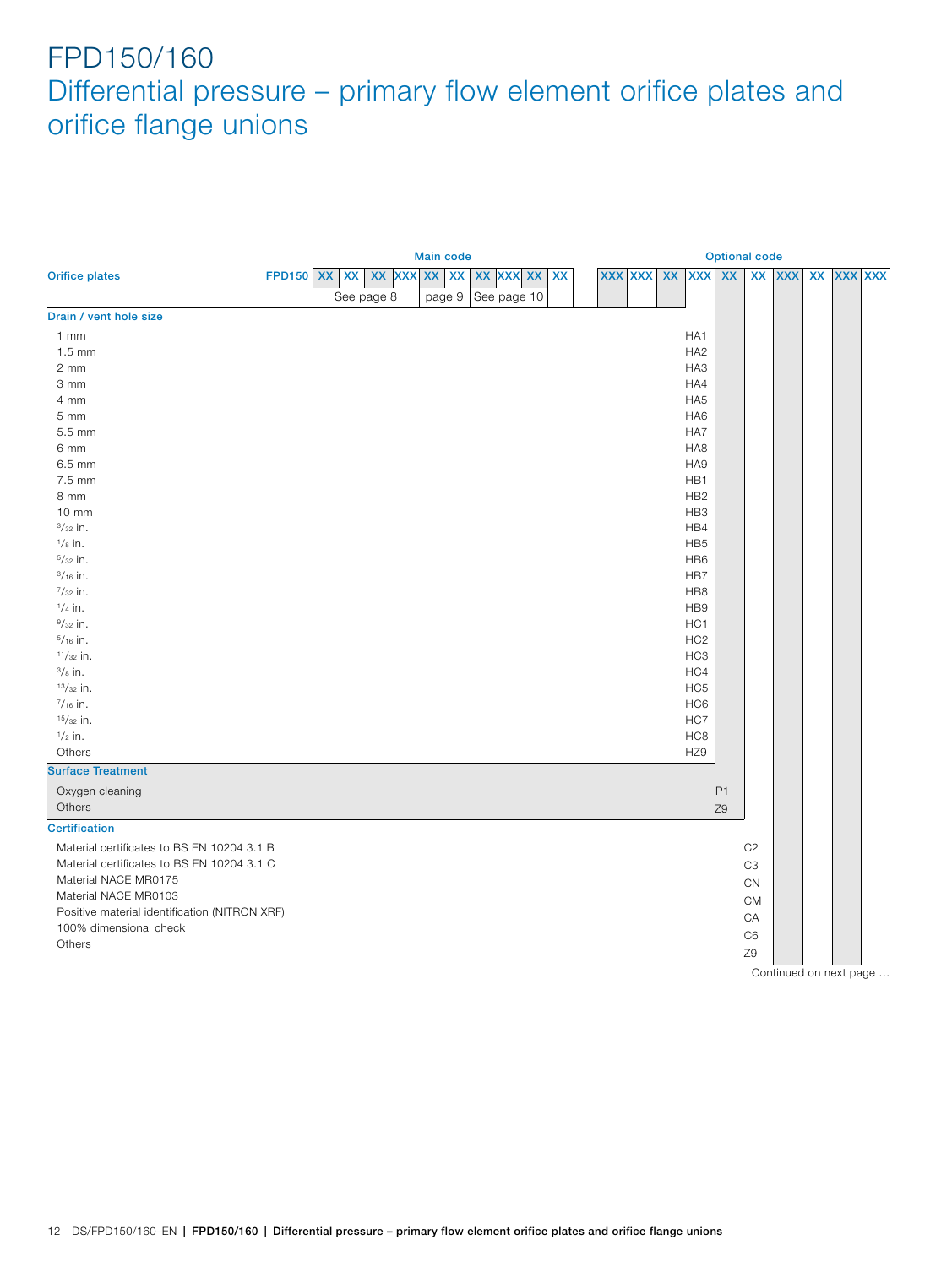# FPD150/160

## Differential pressure – primary flow element orifice plates and orifice flange unions

| | Main code | | | | | | | | | | Optional code | | | | | | | | | |
|---|---|---|---|---|---|---|---|---|---|---|---|---|---|---|---|---|---|---|---|---|
| **Orifice plates** | FPD150 | XX | XX | XX | XXX | XX | XX | XX | XXX | XX | XX | XXX | XXX | XX | XXX | XX | XX | XXX | XX | XXX | XXX |
| | | See page 8 | | | | page 9 | | See page 10 | | | | | | | | | | | | | |
| **Drain / vent hole size** | | | | | | | | | | | | | | | | | | | | | |
| 1 mm | | | | | | | | | | | | | | | HA1 | | | | | | |
| 1.5 mm | | | | | | | | | | | | | | | HA2 | | | | | | |
| 2 mm | | | | | | | | | | | | | | | HA3 | | | | | | |
| 3 mm | | | | | | | | | | | | | | | HA4 | | | | | | |
| 4 mm | | | | | | | | | | | | | | | HA5 | | | | | | |
| 5 mm | | | | | | | | | | | | | | | HA6 | | | | | | |
| 5.5 mm | | | | | | | | | | | | | | | HA7 | | | | | | |
| 6 mm | | | | | | | | | | | | | | | HA8 | | | | | | |
| 6.5 mm | | | | | | | | | | | | | | | HA9 | | | | | | |
| 7.5 mm | | | | | | | | | | | | | | | HB1 | | | | | | |
| 8 mm | | | | | | | | | | | | | | | HB2 | | | | | | |
| 10 mm | | | | | | | | | | | | | | | HB3 | | | | | | |
| 3/32 in. | | | | | | | | | | | | | | | HB4 | | | | | | |
| 1/8 in. | | | | | | | | | | | | | | | HB5 | | | | | | |
| 5/32 in. | | | | | | | | | | | | | | | HB6 | | | | | | |
| 3/16 in. | | | | | | | | | | | | | | | HB7 | | | | | | |
| 7/32 in. | | | | | | | | | | | | | | | HB8 | | | | | | |
| 1/4 in. | | | | | | | | | | | | | | | HB9 | | | | | | |
| 9/32 in. | | | | | | | | | | | | | | | HC1 | | | | | | |
| 5/16 in. | | | | | | | | | | | | | | | HC2 | | | | | | |
| 11/32 in. | | | | | | | | | | | | | | | HC3 | | | | | | |
| 3/8 in. | | | | | | | | | | | | | | | HC4 | | | | | | |
| 13/32 in. | | | | | | | | | | | | | | | HC5 | | | | | | |
| 7/16 in. | | | | | | | | | | | | | | | HC6 | | | | | | |
| 15/32 in. | | | | | | | | | | | | | | | HC7 | | | | | | |
| 1/2 in. | | | | | | | | | | | | | | | HC8 | | | | | | |
| Others | | | | | | | | | | | | | | | HZ9 | | | | | | |
| **Surface Treatment** | | | | | | | | | | | | | | | | | | | | | |
| Oxygen cleaning | | | | | | | | | | | | | | | | P1 | | | | | |
| Others | | | | | | | | | | | | | | | | Z9 | | | | | |
| **Certification** | | | | | | | | | | | | | | | | | | | | | |
| Material certificates to BS EN 10204 3.1 B | | | | | | | | | | | | | | | | | C2 | | | | |
| Material certificates to BS EN 10204 3.1 C | | | | | | | | | | | | | | | | | C3 | | | | |
| Material NACE MR0175 | | | | | | | | | | | | | | | | | CN | | | | |
| Material NACE MR0103 | | | | | | | | | | | | | | | | | CM | | | | |
| Positive material identification (NITRON XRF) | | | | | | | | | | | | | | | | | CA | | | | |
| 100% dimensional check | | | | | | | | | | | | | | | | | C6 | | | | |
| Others | | | | | | | | | | | | | | | | | Z9 | | | | |

Continued on next page …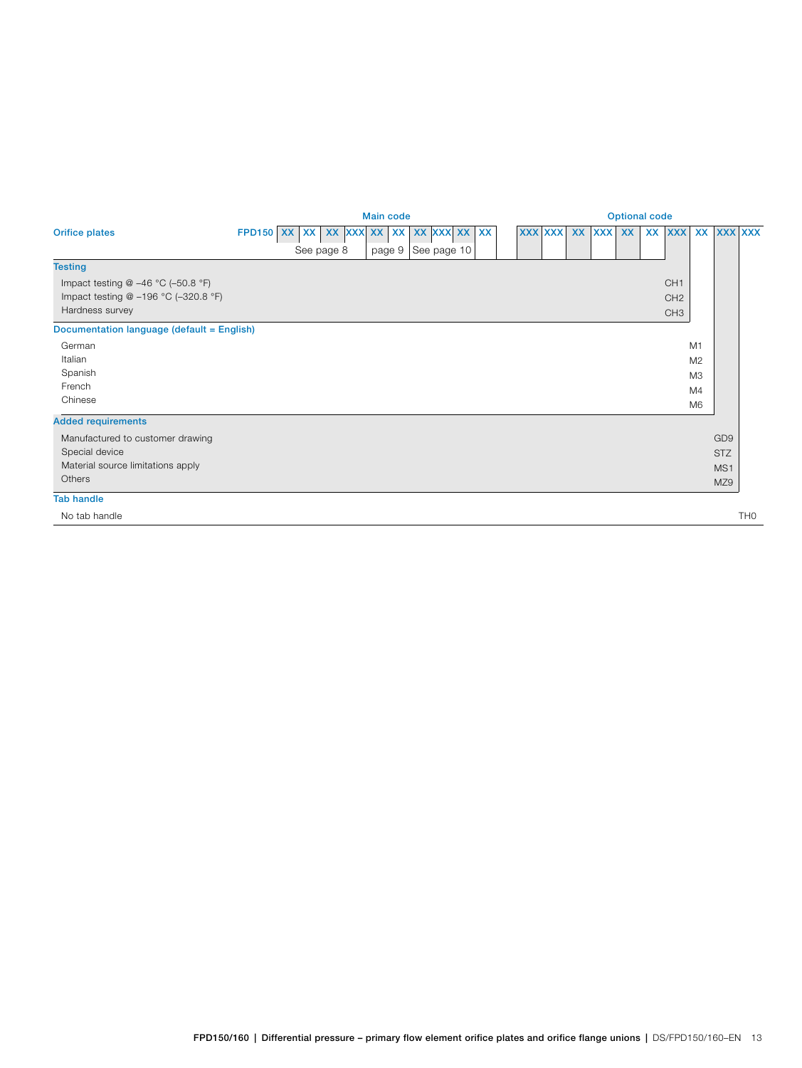| Orifice plates | FPD150 | Main code: XX XX XX XXX XX XX XX XXX XX XX (See page 8 / page 9 / See page 10) | Optional code: XXX XXX XX XXX XX XX XXX XX XXX XXX |
|---|---|---|---|

| | Code |
|---|---|
| **Testing** | |
| Impact testing @ –46 °C (–50.8 °F) | CH1 |
| Impact testing @ –196 °C (–320.8 °F) | CH2 |
| Hardness survey | CH3 |
| **Documentation language (default = English)** | |
| German | M1 |
| Italian | M2 |
| Spanish | M3 |
| French | M4 |
| Chinese | M6 |
| **Added requirements** | |
| Manufactured to customer drawing | GD9 |
| Special device | STZ |
| Material source limitations apply | MS1 |
| Others | MZ9 |
| **Tab handle** | |
| No tab handle | TH0 |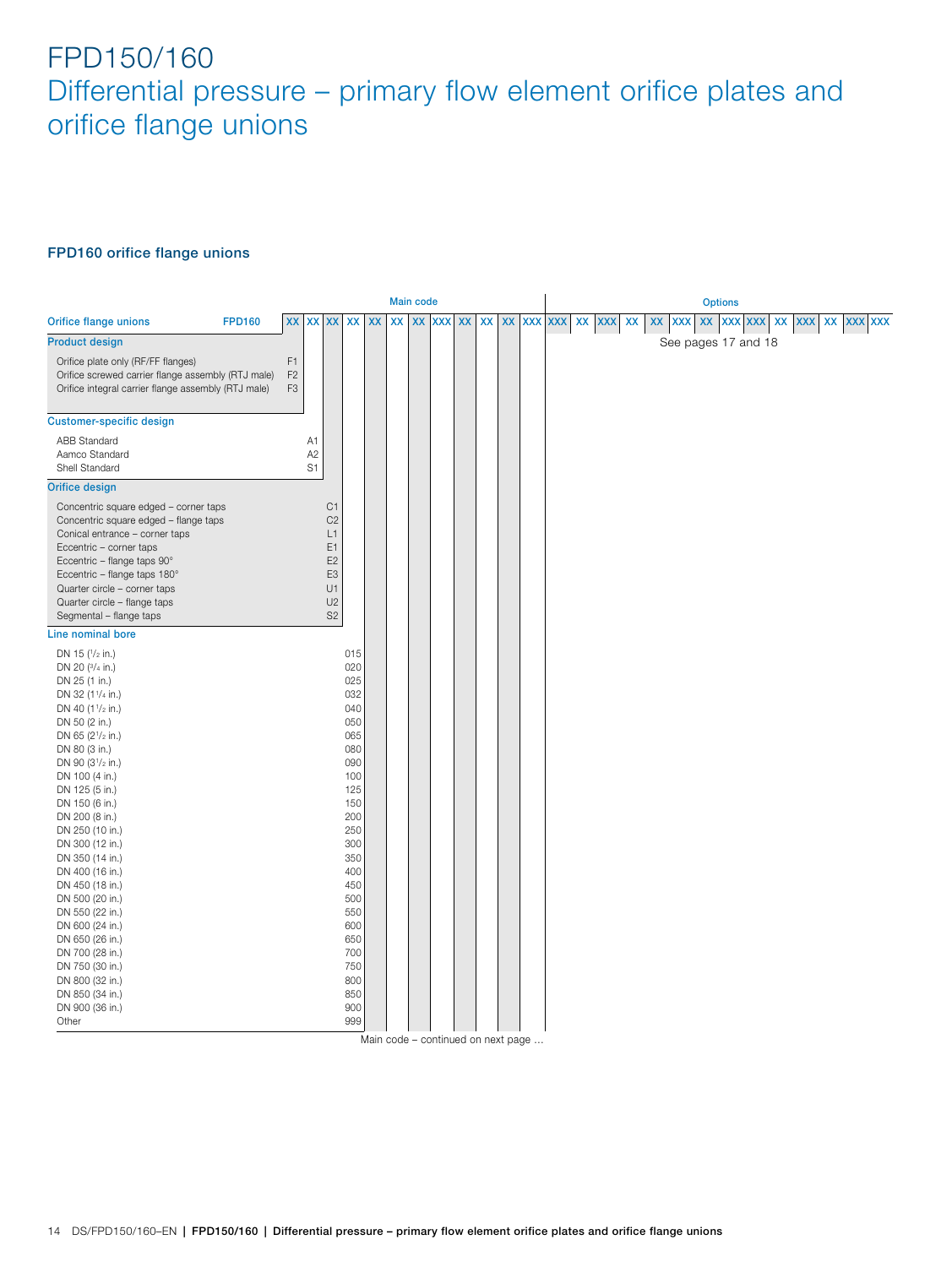# FPD150/160
## Differential pressure – primary flow element orifice plates and orifice flange unions

### FPD160 orifice flange unions

Main code | Options

| Orifice flange unions | FPD160 | XX | XX | XX | XX | XX | XX | XX | XXX | XX | XX | XX | XXX | XXX | XX | XXX | XX | XX | XXX | XX | XXX | XXX | XX | XXX | XX | XXX | XXX |
|---|---|---|---|---|---|---|---|---|---|---|---|---|---|---|---|---|---|---|---|---|---|---|---|---|---|---|---|

See pages 17 and 18

| Product design | Code |
|---|---|
| Orifice plate only (RF/FF flanges) | F1 |
| Orifice screwed carrier flange assembly (RTJ male) | F2 |
| Orifice integral carrier flange assembly (RTJ male) | F3 |

| Customer-specific design | Code |
|---|---|
| ABB Standard | A1 |
| Aamco Standard | A2 |
| Shell Standard | S1 |

| Orifice design | Code |
|---|---|
| Concentric square edged – corner taps | C1 |
| Concentric square edged – flange taps | C2 |
| Conical entrance – corner taps | L1 |
| Eccentric – corner taps | E1 |
| Eccentric – flange taps 90° | E2 |
| Eccentric – flange taps 180° | E3 |
| Quarter circle – corner taps | U1 |
| Quarter circle – flange taps | U2 |
| Segmental – flange taps | S2 |

| Line nominal bore | Code |
|---|---|
| DN 15 (1/2 in.) | 015 |
| DN 20 (3/4 in.) | 020 |
| DN 25 (1 in.) | 025 |
| DN 32 (1 1/4 in.) | 032 |
| DN 40 (1 1/2 in.) | 040 |
| DN 50 (2 in.) | 050 |
| DN 65 (2 1/2 in.) | 065 |
| DN 80 (3 in.) | 080 |
| DN 90 (3 1/2 in.) | 090 |
| DN 100 (4 in.) | 100 |
| DN 125 (5 in.) | 125 |
| DN 150 (6 in.) | 150 |
| DN 200 (8 in.) | 200 |
| DN 250 (10 in.) | 250 |
| DN 300 (12 in.) | 300 |
| DN 350 (14 in.) | 350 |
| DN 400 (16 in.) | 400 |
| DN 450 (18 in.) | 450 |
| DN 500 (20 in.) | 500 |
| DN 550 (22 in.) | 550 |
| DN 600 (24 in.) | 600 |
| DN 650 (26 in.) | 650 |
| DN 700 (28 in.) | 700 |
| DN 750 (30 in.) | 750 |
| DN 800 (32 in.) | 800 |
| DN 850 (34 in.) | 850 |
| DN 900 (36 in.) | 900 |
| Other | 999 |

Main code – continued on next page ...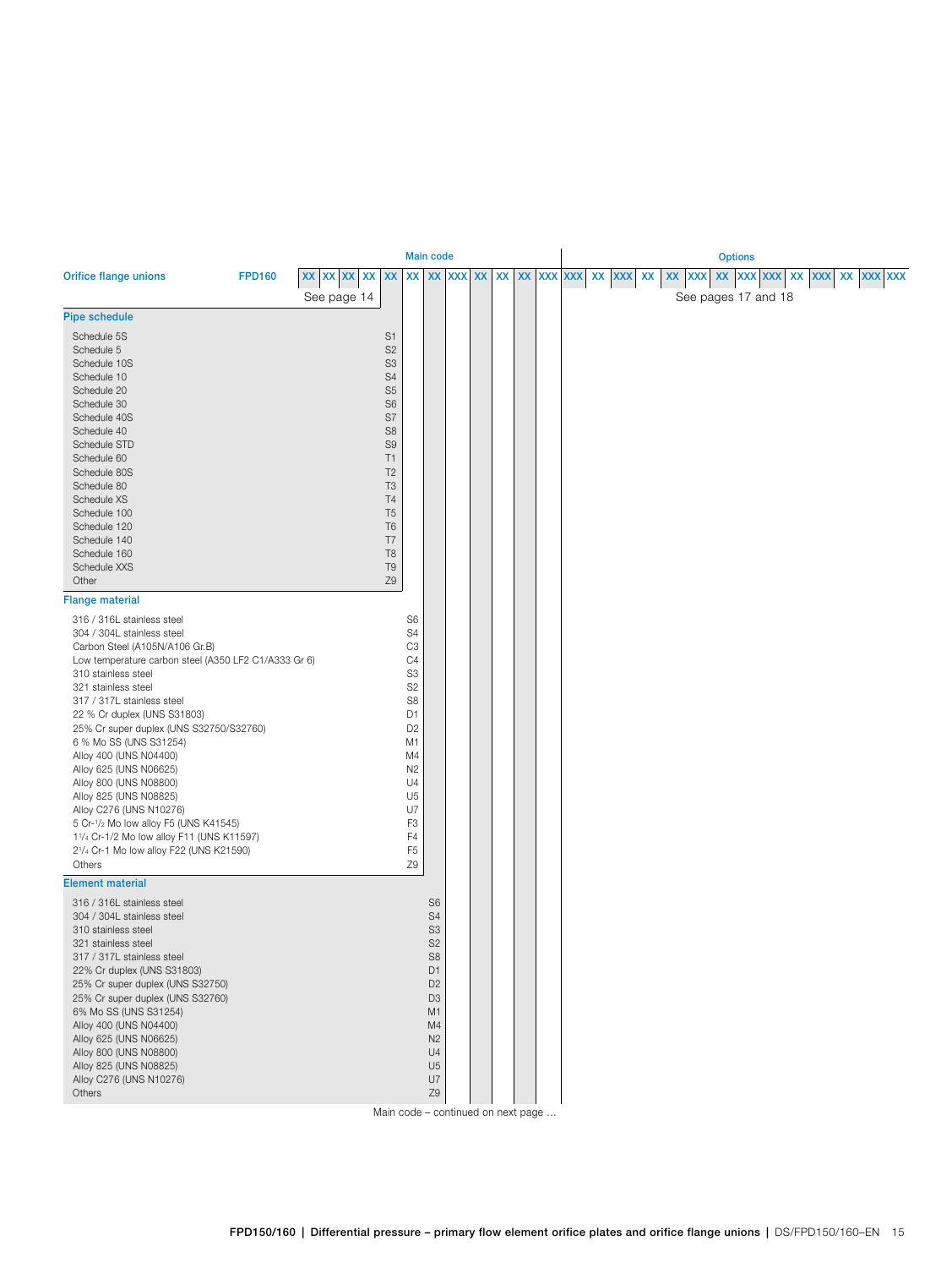| Orifice flange unions | FPD160 | XX | XX | XX | XX | XX | XX | XX | XXX | XX | XX | XX | XXX | XXX | XX | XXX | XX | XX | XXX | XX | XXX | XXX | XX | XXX | XX | XXX | XXX |
|---|---|---|---|---|---|---|---|---|---|---|---|---|---|---|---|---|---|---|---|---|---|---|---|---|---|---|---|

Main code: See page 14

Options: See pages 17 and 18

**Pipe schedule**

| Description | Code |
|---|---|
| Schedule 5S | S1 |
| Schedule 5 | S2 |
| Schedule 10S | S3 |
| Schedule 10 | S4 |
| Schedule 20 | S5 |
| Schedule 30 | S6 |
| Schedule 40S | S7 |
| Schedule 40 | S8 |
| Schedule STD | S9 |
| Schedule 60 | T1 |
| Schedule 80S | T2 |
| Schedule 80 | T3 |
| Schedule XS | T4 |
| Schedule 100 | T5 |
| Schedule 120 | T6 |
| Schedule 140 | T7 |
| Schedule 160 | T8 |
| Schedule XXS | T9 |
| Other | Z9 |

**Flange material**

| Description | Code |
|---|---|
| 316 / 316L stainless steel | S6 |
| 304 / 304L stainless steel | S4 |
| Carbon Steel (A105N/A106 Gr.B) | C3 |
| Low temperature carbon steel (A350 LF2 C1/A333 Gr 6) | C4 |
| 310 stainless steel | S3 |
| 321 stainless steel | S2 |
| 317 / 317L stainless steel | S8 |
| 22 % Cr duplex (UNS S31803) | D1 |
| 25% Cr super duplex (UNS S32750/S32760) | D2 |
| 6 % Mo SS (UNS S31254) | M1 |
| Alloy 400 (UNS N04400) | M4 |
| Alloy 625 (UNS N06625) | N2 |
| Alloy 800 (UNS N08800) | U4 |
| Alloy 825 (UNS N08825) | U5 |
| Alloy C276 (UNS N10276) | U7 |
| 5 Cr-1/2 Mo low alloy F5 (UNS K41545) | F3 |
| 1 1/4 Cr-1/2 Mo low alloy F11 (UNS K11597) | F4 |
| 2 1/4 Cr-1 Mo low alloy F22 (UNS K21590) | F5 |
| Others | Z9 |

**Element material**

| Description | Code |
|---|---|
| 316 / 316L stainless steel | S6 |
| 304 / 304L stainless steel | S4 |
| 310 stainless steel | S3 |
| 321 stainless steel | S2 |
| 317 / 317L stainless steel | S8 |
| 22% Cr duplex (UNS S31803) | D1 |
| 25% Cr super duplex (UNS S32750) | D2 |
| 25% Cr super duplex (UNS S32760) | D3 |
| 6% Mo SS (UNS S31254) | M1 |
| Alloy 400 (UNS N04400) | M4 |
| Alloy 625 (UNS N06625) | N2 |
| Alloy 800 (UNS N08800) | U4 |
| Alloy 825 (UNS N08825) | U5 |
| Alloy C276 (UNS N10276) | U7 |
| Others | Z9 |

Main code – continued on next page …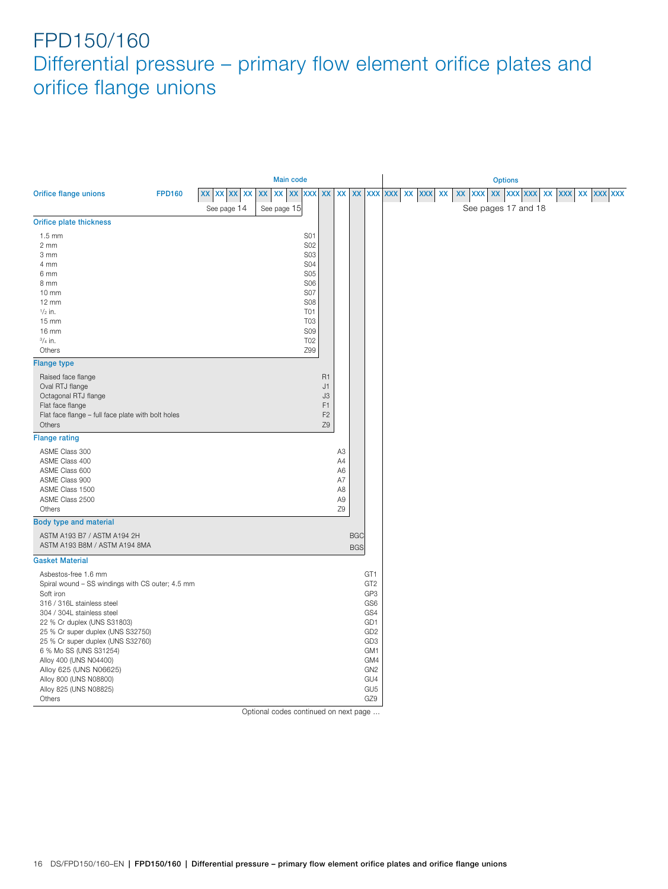# FPD150/160

## Differential pressure – primary flow element orifice plates and orifice flange unions

| Orifice flange unions | FPD160 | XX | XX | XX | XX | XX | XX | XX | XXX | XX | XX | XX | XXX | XXX | XX | XXX | XX | XX | XXX | XX | XXX | XXX | XX | XXX | XX | XXX | XXX |
|---|---|---|---|---|---|---|---|---|---|---|---|---|---|---|---|---|---|---|---|---|---|---|---|---|---|---|---|

Main code: See page 14 | See page 15 — Options: See pages 17 and 18

| Orifice plate thickness | |
|---|---|
| 1.5 mm | S01 |
| 2 mm | S02 |
| 3 mm | S03 |
| 4 mm | S04 |
| 6 mm | S05 |
| 8 mm | S06 |
| 10 mm | S07 |
| 12 mm | S08 |
| $^1/_2$ in. | T01 |
| 15 mm | T03 |
| 16 mm | S09 |
| $^3/_4$ in. | T02 |
| Others | Z99 |

| Flange type | |
|---|---|
| Raised face flange | R1 |
| Oval RTJ flange | J1 |
| Octagonal RTJ flange | J3 |
| Flat face flange | F1 |
| Flat face flange – full face plate with bolt holes | F2 |
| Others | Z9 |

| Flange rating | |
|---|---|
| ASME Class 300 | A3 |
| ASME Class 400 | A4 |
| ASME Class 600 | A6 |
| ASME Class 900 | A7 |
| ASME Class 1500 | A8 |
| ASME Class 2500 | A9 |
| Others | Z9 |

| Body type and material | |
|---|---|
| ASTM A193 B7 / ASTM A194 2H | BGC |
| ASTM A193 B8M / ASTM A194 8MA | BGS |

| Gasket Material | |
|---|---|
| Asbestos-free 1.6 mm | GT1 |
| Spiral wound – SS windings with CS outer; 4.5 mm | GT2 |
| Soft iron | GP3 |
| 316 / 316L stainless steel | GS6 |
| 304 / 304L stainless steel | GS4 |
| 22 % Cr duplex (UNS S31803) | GD1 |
| 25 % Cr super duplex (UNS S32750) | GD2 |
| 25 % Cr super duplex (UNS S32760) | GD3 |
| 6 % Mo SS (UNS S31254) | GM1 |
| Alloy 400 (UNS N04400) | GM4 |
| Alloy 625 (UNS N06625) | GN2 |
| Alloy 800 (UNS N08800) | GU4 |
| Alloy 825 (UNS N08825) | GU5 |
| Others | GZ9 |

Optional codes continued on next page …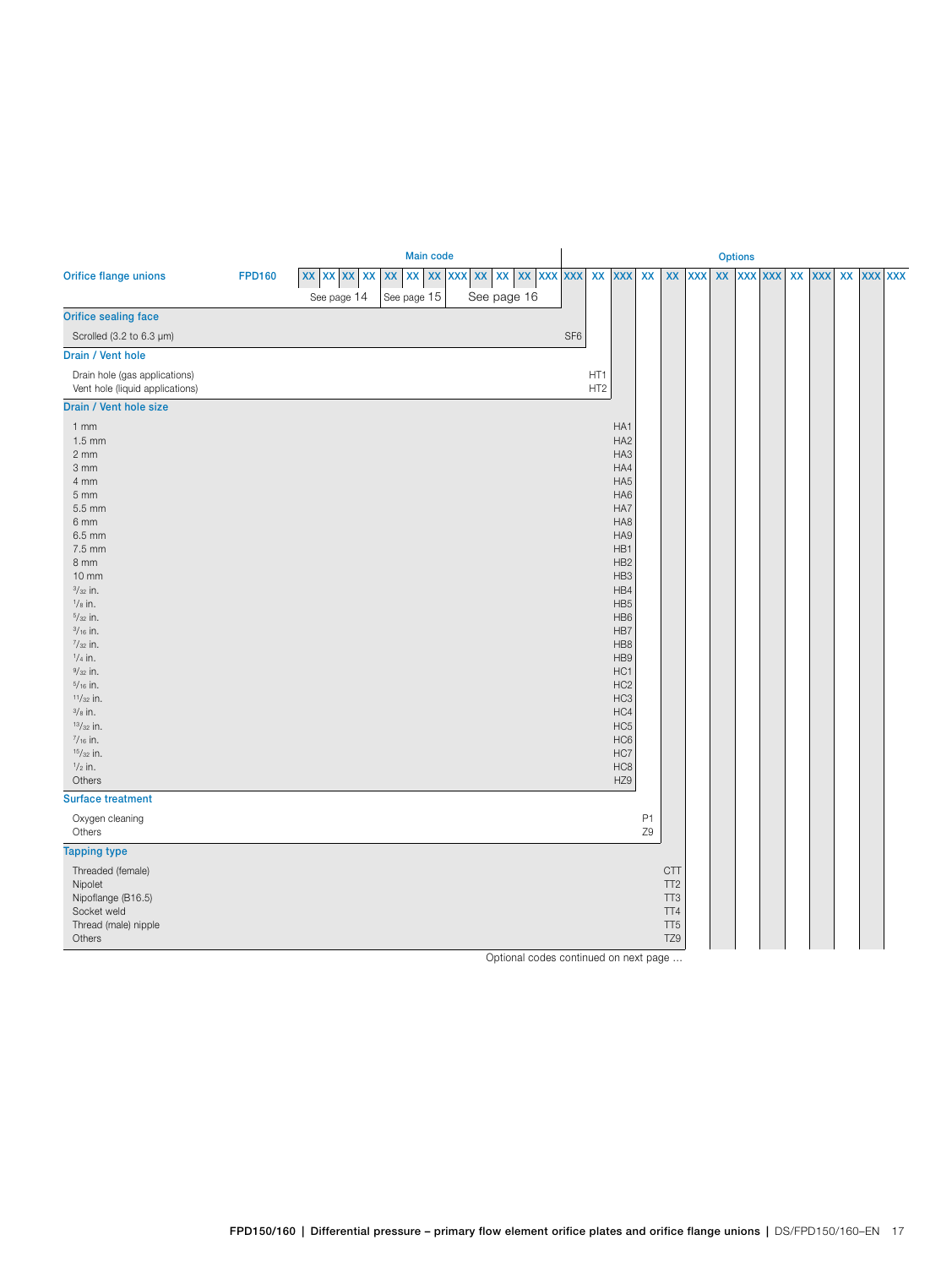| Orifice flange unions | FPD160 | Main code: XX XX XX XX XX XX XX XXX XX XX XX XXX | Options: XXX XX XXX XX XX XXX XX XXX XXX XX XXX XX XXX XXX |
|---|---|---|---|
| | | See page 14 / See page 15 / See page 16 | |

**Orifice sealing face**

| Description | Code |
|---|---|
| Scrolled (3.2 to 6.3 µm) | SF6 |

**Drain / Vent hole**

| Description | Code |
|---|---|
| Drain hole (gas applications) | HT1 |
| Vent hole (liquid applications) | HT2 |

**Drain / Vent hole size**

| Description | Code |
|---|---|
| 1 mm | HA1 |
| 1.5 mm | HA2 |
| 2 mm | HA3 |
| 3 mm | HA4 |
| 4 mm | HA5 |
| 5 mm | HA6 |
| 5.5 mm | HA7 |
| 6 mm | HA8 |
| 6.5 mm | HA9 |
| 7.5 mm | HB1 |
| 8 mm | HB2 |
| 10 mm | HB3 |
| 3/32 in. | HB4 |
| 1/8 in. | HB5 |
| 5/32 in. | HB6 |
| 3/16 in. | HB7 |
| 7/32 in. | HB8 |
| 1/4 in. | HB9 |
| 9/32 in. | HC1 |
| 5/16 in. | HC2 |
| 11/32 in. | HC3 |
| 3/8 in. | HC4 |
| 13/32 in. | HC5 |
| 7/16 in. | HC6 |
| 15/32 in. | HC7 |
| 1/2 in. | HC8 |
| Others | HZ9 |

**Surface treatment**

| Description | Code |
|---|---|
| Oxygen cleaning | P1 |
| Others | Z9 |

**Tapping type**

| Description | Code |
|---|---|
| Threaded (female) | CTT |
| Nipolet | TT2 |
| Nipoflange (B16.5) | TT3 |
| Socket weld | TT4 |
| Thread (male) nipple | TT5 |
| Others | TZ9 |

Optional codes continued on next page ...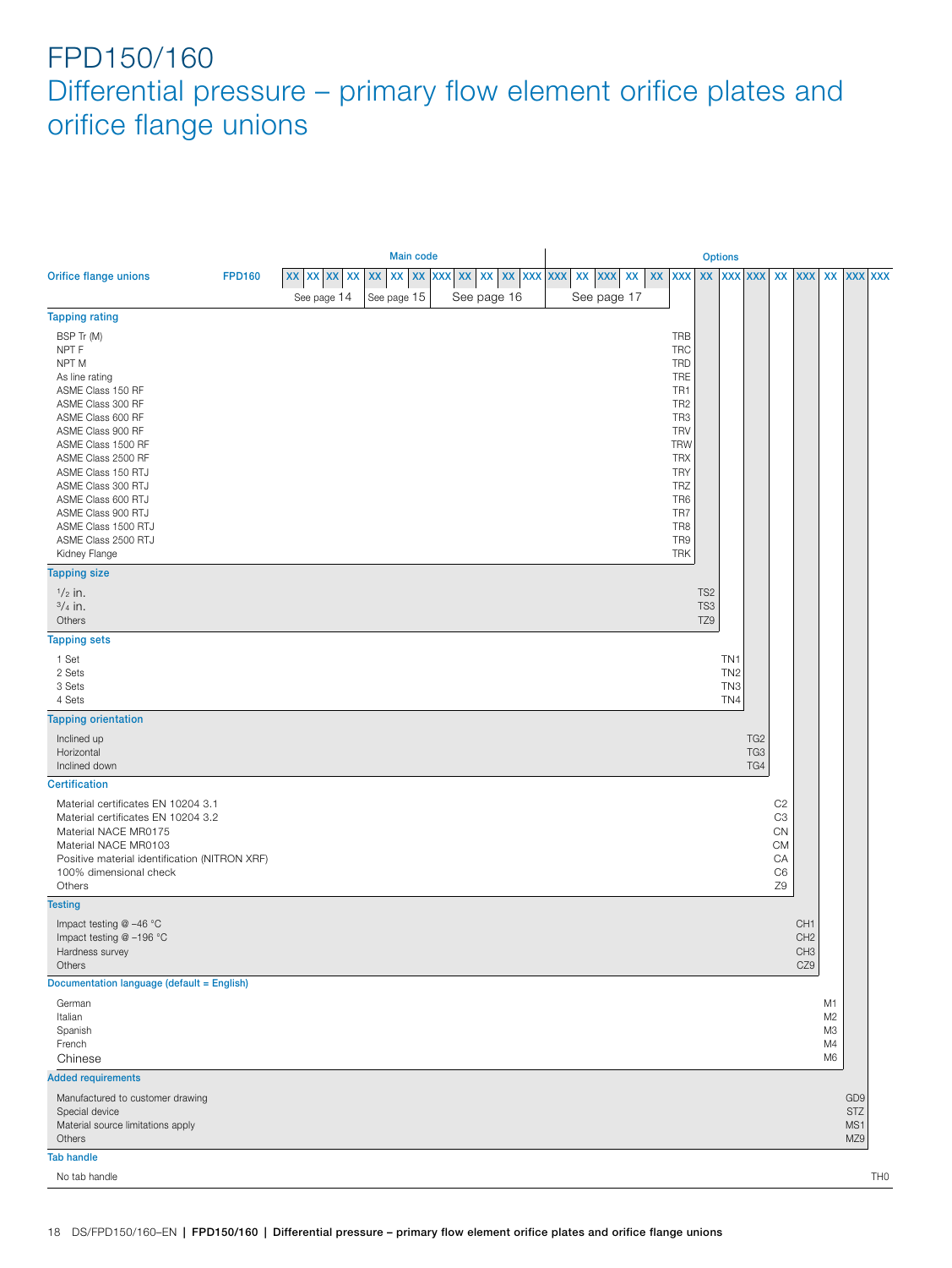# FPD150/160

## Differential pressure – primary flow element orifice plates and orifice flange unions

| Orifice flange unions | FPD160 | Main code: XX XX XX XX (See page 14) | XX XX XX XXX (See page 15) | XX XX XX XXX (See page 16) | XXX XX XXX XX XX (See page 17) | XXX | Options: XX | XXX | XXX | XX | XXX | XX | XXX | XXX |
|---|---|---|---|---|---|---|---|---|---|---|---|---|---|---|

**Tapping rating**

| | |
|---|---|
| BSP Tr (M) | TRB |
| NPT F | TRC |
| NPT M | TRD |
| As line rating | TRE |
| ASME Class 150 RF | TR1 |
| ASME Class 300 RF | TR2 |
| ASME Class 600 RF | TR3 |
| ASME Class 900 RF | TRV |
| ASME Class 1500 RF | TRW |
| ASME Class 2500 RF | TRX |
| ASME Class 150 RTJ | TRY |
| ASME Class 300 RTJ | TRZ |
| ASME Class 600 RTJ | TR6 |
| ASME Class 900 RTJ | TR7 |
| ASME Class 1500 RTJ | TR8 |
| ASME Class 2500 RTJ | TR9 |
| Kidney Flange | TRK |

**Tapping size**

| | |
|---|---|
| 1/2 in. | TS2 |
| 3/4 in. | TS3 |
| Others | TZ9 |

**Tapping sets**

| | |
|---|---|
| 1 Set | TN1 |
| 2 Sets | TN2 |
| 3 Sets | TN3 |
| 4 Sets | TN4 |

**Tapping orientation**

| | |
|---|---|
| Inclined up | TG2 |
| Horizontal | TG3 |
| Inclined down | TG4 |

**Certification**

| | |
|---|---|
| Material certificates EN 10204 3.1 | C2 |
| Material certificates EN 10204 3.2 | C3 |
| Material NACE MR0175 | CN |
| Material NACE MR0103 | CM |
| Positive material identification (NITRON XRF) | CA |
| 100% dimensional check | C6 |
| Others | Z9 |

**Testing**

| | |
|---|---|
| Impact testing @ −46 °C | CH1 |
| Impact testing @ −196 °C | CH2 |
| Hardness survey | CH3 |
| Others | CZ9 |

**Documentation language (default = English)**

| | |
|---|---|
| German | M1 |
| Italian | M2 |
| Spanish | M3 |
| French | M4 |
| Chinese | M6 |

**Added requirements**

| | |
|---|---|
| Manufactured to customer drawing | GD9 |
| Special device | STZ |
| Material source limitations apply | MS1 |
| Others | MZ9 |

**Tab handle**

| | |
|---|---|
| No tab handle | TH0 |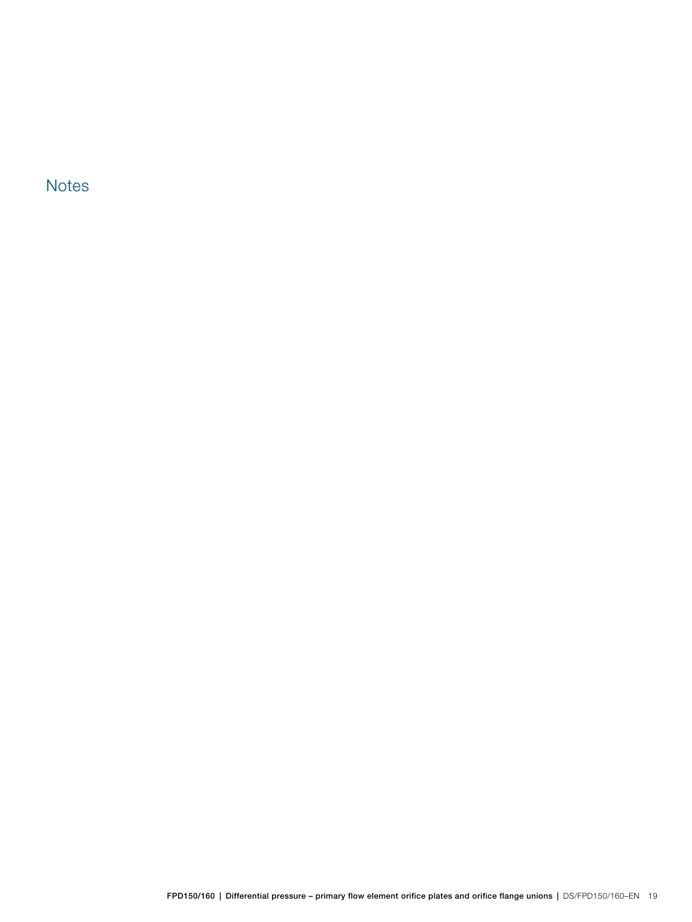## Notes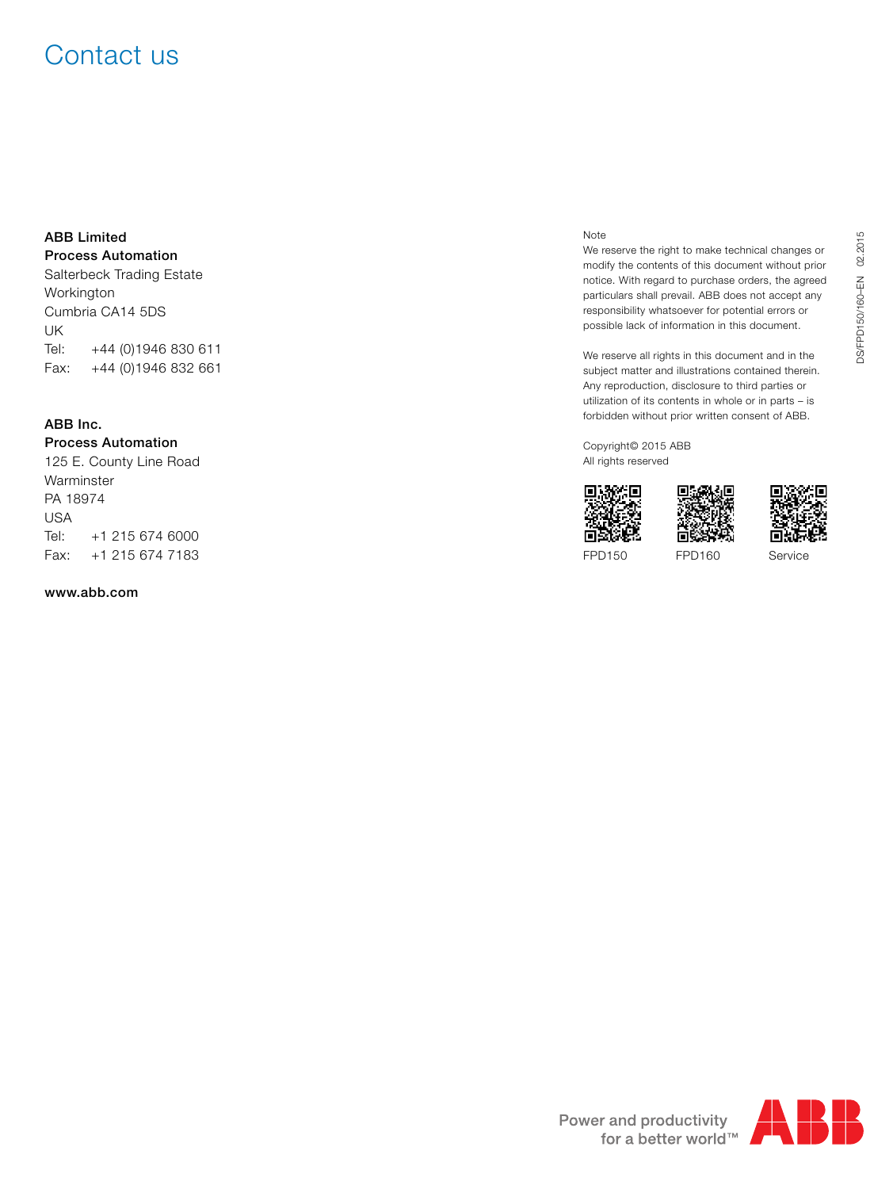# Contact us

**ABB Limited**
**Process Automation**
Salterbeck Trading Estate
Workington
Cumbria CA14 5DS
UK
Tel: +44 (0)1946 830 611
Fax: +44 (0)1946 832 661

**ABB Inc.**
**Process Automation**
125 E. County Line Road
Warminster
PA 18974
USA
Tel: +1 215 674 6000
Fax: +1 215 674 7183

**www.abb.com**

Note
We reserve the right to make technical changes or modify the contents of this document without prior notice. With regard to purchase orders, the agreed particulars shall prevail. ABB does not accept any responsibility whatsoever for potential errors or possible lack of information in this document.

We reserve all rights in this document and in the subject matter and illustrations contained therein. Any reproduction, disclosure to third parties or utilization of its contents in whole or in parts – is forbidden without prior written consent of ABB.

Copyright© 2015 ABB
All rights reserved

FPD150 FPD160 Service

DS/FPD150/160–EN 02.2015

Power and productivity
for a better world™